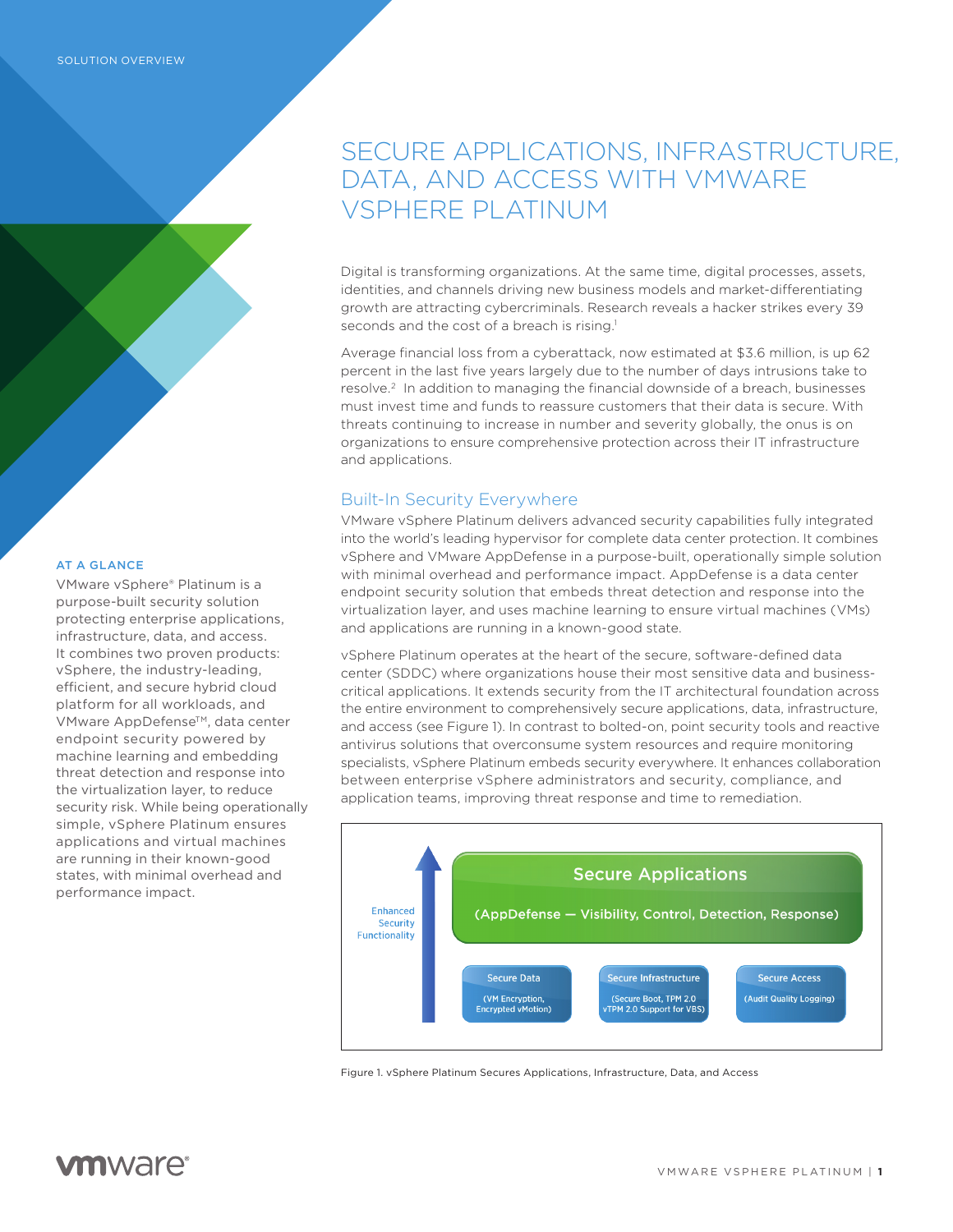SOLUTION OVERVIEW

# SECURE APPLICATIONS, INFRASTRUCTURE, DATA, AND ACCESS WITH VMWARE VSPHERE PLATINUM

### AT A GLANCE

VMware vSphere® Platinum is a purpose-built security solution protecting enterprise applications, infrastructure, data, and access. It combines two proven products: vSphere, the industry-leading, efficient, and secure hybrid cloud platform for all workloads, and VMware AppDefense™, data center endpoint security powered by machine learning and embedding threat detection and response into the virtualization layer, to reduce security risk. While being operationally simple, vSphere Platinum ensures applications and virtual machines are running in their known-good states, with minimal overhead and performance impact.

Digital is transforming organizations. At the same time, digital processes, assets, identities, and channels driving new business models and market-differentiating growth are attracting cybercriminals. Research reveals a hacker strikes every 39 seconds and the cost of a breach is rising.[1]

Average financial loss from a cyberattack, now estimated at $3.6 million, is up 62 percent in the last five years largely due to the number of days intrusions take to resolve.[2] In addition to managing the financial downside of a breach, businesses must invest time and funds to reassure customers that their data is secure. With threats continuing to increase in number and severity globally, the onus is on organizations to ensure comprehensive protection across their IT infrastructure and applications.

## Built-In Security Everywhere

VMware vSphere Platinum delivers advanced security capabilities fully integrated into the world's leading hypervisor for complete data center protection. It combines vSphere and VMware AppDefense in a purpose-built, operationally simple solution with minimal overhead and performance impact. AppDefense is a data center endpoint security solution that embeds threat detection and response into the virtualization layer, and uses machine learning to ensure virtual machines (VMs) and applications are running in a known-good state.

vSphere Platinum operates at the heart of the secure, software-defined data center (SDDC) where organizations house their most sensitive data and business-critical applications. It extends security from the IT architectural foundation across the entire environment to comprehensively secure applications, data, infrastructure, and access (see Figure 1). In contrast to bolted-on, point security tools and reactive antivirus solutions that overconsume system resources and require monitoring specialists, vSphere Platinum embeds security everywhere. It enhances collaboration between enterprise vSphere administrators and security, compliance, and application teams, improving threat response and time to remediation.

Enhanced Security Functionality

Secure Applications

(AppDefense — Visibility, Control, Detection, Response)

Secure Data
(VM Encryption, Encrypted vMotion)

Secure Infrastructure
(Secure Boot, TPM 2.0 vTPM 2.0 Support for VBS)

Secure Access
(Audit Quality Logging)

Figure 1. vSphere Platinum Secures Applications, Infrastructure, Data, and Access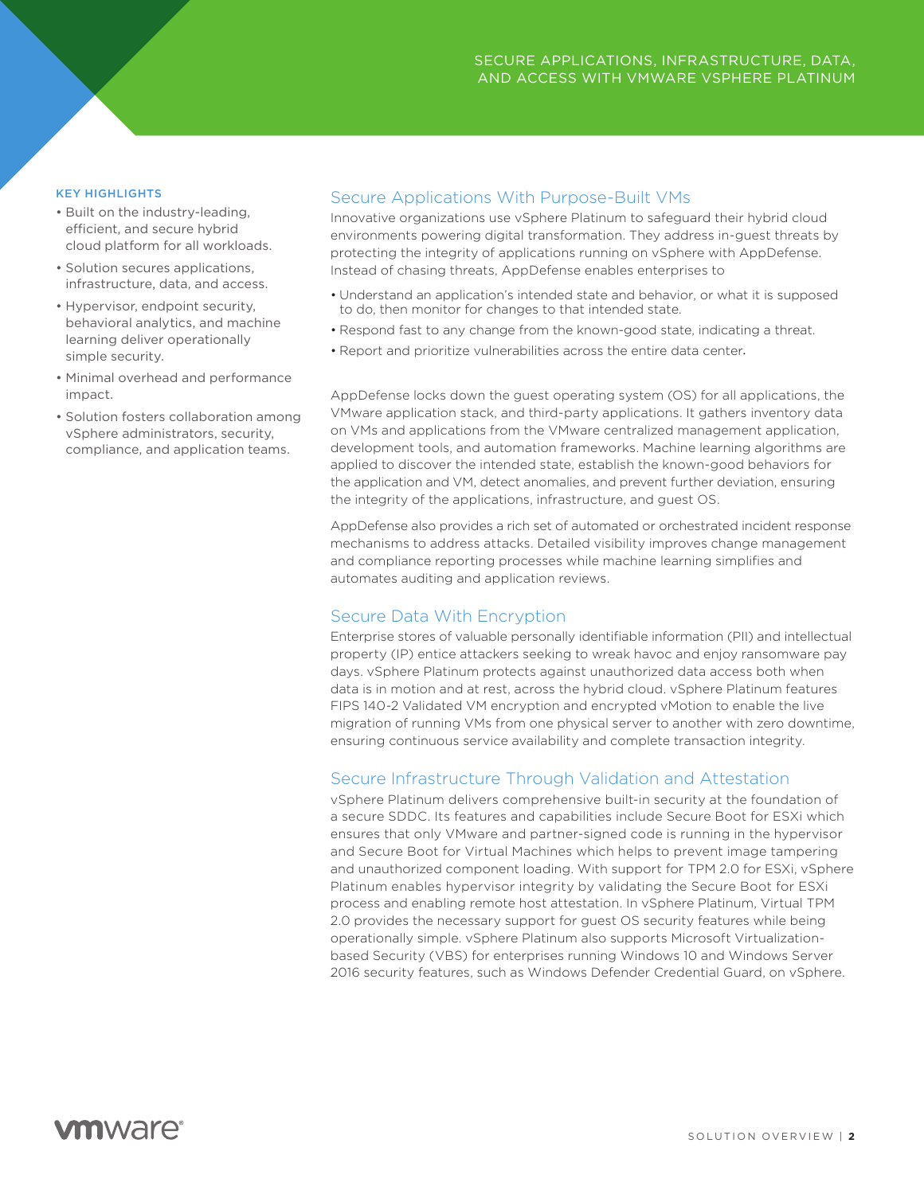## KEY HIGHLIGHTS

- Built on the industry-leading, efficient, and secure hybrid cloud platform for all workloads.
- Solution secures applications, infrastructure, data, and access.
- Hypervisor, endpoint security, behavioral analytics, and machine learning deliver operationally simple security.
- Minimal overhead and performance impact.
- Solution fosters collaboration among vSphere administrators, security, compliance, and application teams.

## Secure Applications With Purpose-Built VMs

Innovative organizations use vSphere Platinum to safeguard their hybrid cloud environments powering digital transformation. They address in-guest threats by protecting the integrity of applications running on vSphere with AppDefense. Instead of chasing threats, AppDefense enables enterprises to

- Understand an application's intended state and behavior, or what it is supposed to do, then monitor for changes to that intended state.
- Respond fast to any change from the known-good state, indicating a threat.
- Report and prioritize vulnerabilities across the entire data center.

AppDefense locks down the guest operating system (OS) for all applications, the VMware application stack, and third-party applications. It gathers inventory data on VMs and applications from the VMware centralized management application, development tools, and automation frameworks. Machine learning algorithms are applied to discover the intended state, establish the known-good behaviors for the application and VM, detect anomalies, and prevent further deviation, ensuring the integrity of the applications, infrastructure, and guest OS.

AppDefense also provides a rich set of automated or orchestrated incident response mechanisms to address attacks. Detailed visibility improves change management and compliance reporting processes while machine learning simplifies and automates auditing and application reviews.

## Secure Data With Encryption

Enterprise stores of valuable personally identifiable information (PII) and intellectual property (IP) entice attackers seeking to wreak havoc and enjoy ransomware pay days. vSphere Platinum protects against unauthorized data access both when data is in motion and at rest, across the hybrid cloud. vSphere Platinum features FIPS 140-2 Validated VM encryption and encrypted vMotion to enable the live migration of running VMs from one physical server to another with zero downtime, ensuring continuous service availability and complete transaction integrity.

## Secure Infrastructure Through Validation and Attestation

vSphere Platinum delivers comprehensive built-in security at the foundation of a secure SDDC. Its features and capabilities include Secure Boot for ESXi which ensures that only VMware and partner-signed code is running in the hypervisor and Secure Boot for Virtual Machines which helps to prevent image tampering and unauthorized component loading. With support for TPM 2.0 for ESXi, vSphere Platinum enables hypervisor integrity by validating the Secure Boot for ESXi process and enabling remote host attestation. In vSphere Platinum, Virtual TPM 2.0 provides the necessary support for guest OS security features while being operationally simple. vSphere Platinum also supports Microsoft Virtualization-based Security (VBS) for enterprises running Windows 10 and Windows Server 2016 security features, such as Windows Defender Credential Guard, on vSphere.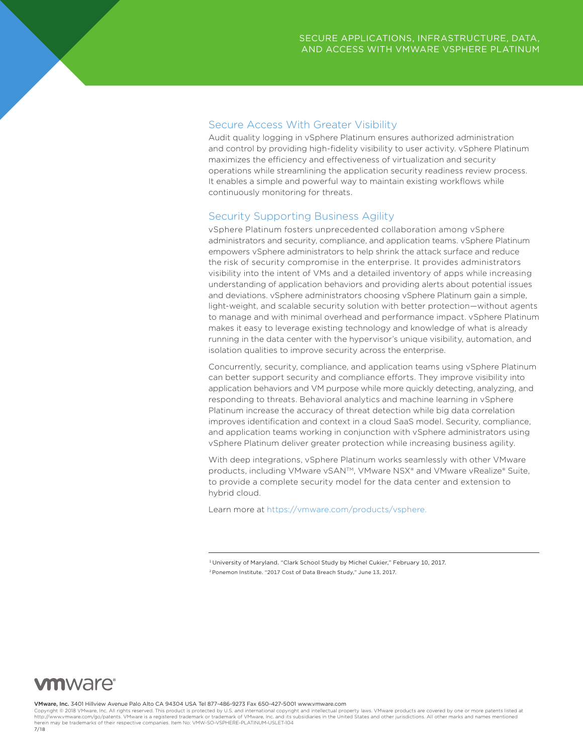## Secure Access With Greater Visibility

Audit quality logging in vSphere Platinum ensures authorized administration and control by providing high-fidelity visibility to user activity. vSphere Platinum maximizes the efficiency and effectiveness of virtualization and security operations while streamlining the application security readiness review process. It enables a simple and powerful way to maintain existing workflows while continuously monitoring for threats.

## Security Supporting Business Agility

vSphere Platinum fosters unprecedented collaboration among vSphere administrators and security, compliance, and application teams. vSphere Platinum empowers vSphere administrators to help shrink the attack surface and reduce the risk of security compromise in the enterprise. It provides administrators visibility into the intent of VMs and a detailed inventory of apps while increasing understanding of application behaviors and providing alerts about potential issues and deviations. vSphere administrators choosing vSphere Platinum gain a simple, light-weight, and scalable security solution with better protection—without agents to manage and with minimal overhead and performance impact. vSphere Platinum makes it easy to leverage existing technology and knowledge of what is already running in the data center with the hypervisor's unique visibility, automation, and isolation qualities to improve security across the enterprise.

Concurrently, security, compliance, and application teams using vSphere Platinum can better support security and compliance efforts. They improve visibility into application behaviors and VM purpose while more quickly detecting, analyzing, and responding to threats. Behavioral analytics and machine learning in vSphere Platinum increase the accuracy of threat detection while big data correlation improves identification and context in a cloud SaaS model. Security, compliance, and application teams working in conjunction with vSphere administrators using vSphere Platinum deliver greater protection while increasing business agility.

With deep integrations, vSphere Platinum works seamlessly with other VMware products, including VMware vSAN™, VMware NSX® and VMware vRealize® Suite, to provide a complete security model for the data center and extension to hybrid cloud.

Learn more at https://vmware.com/products/vsphere.

---

[1] University of Maryland. "Clark School Study by Michel Cukier," February 10, 2017.

[2] Ponemon Institute. "2017 Cost of Data Breach Study," June 13, 2017.

**VMware, Inc.** 3401 Hillview Avenue Palo Alto CA 94304 USA Tel 877-486-9273 Fax 650-427-5001 www.vmware.com
Copyright © 2018 VMware, Inc. All rights reserved. This product is protected by U.S. and international copyright and intellectual property laws. VMware products are covered by one or more patents listed at http://www.vmware.com/go/patents. VMware is a registered trademark or trademark of VMware, Inc. and its subsidiaries in the United States and other jurisdictions. All other marks and names mentioned herein may be trademarks of their respective companies. Item No: VMW-SO-VSPHERE-PLATINUM-USLET-104
7/18